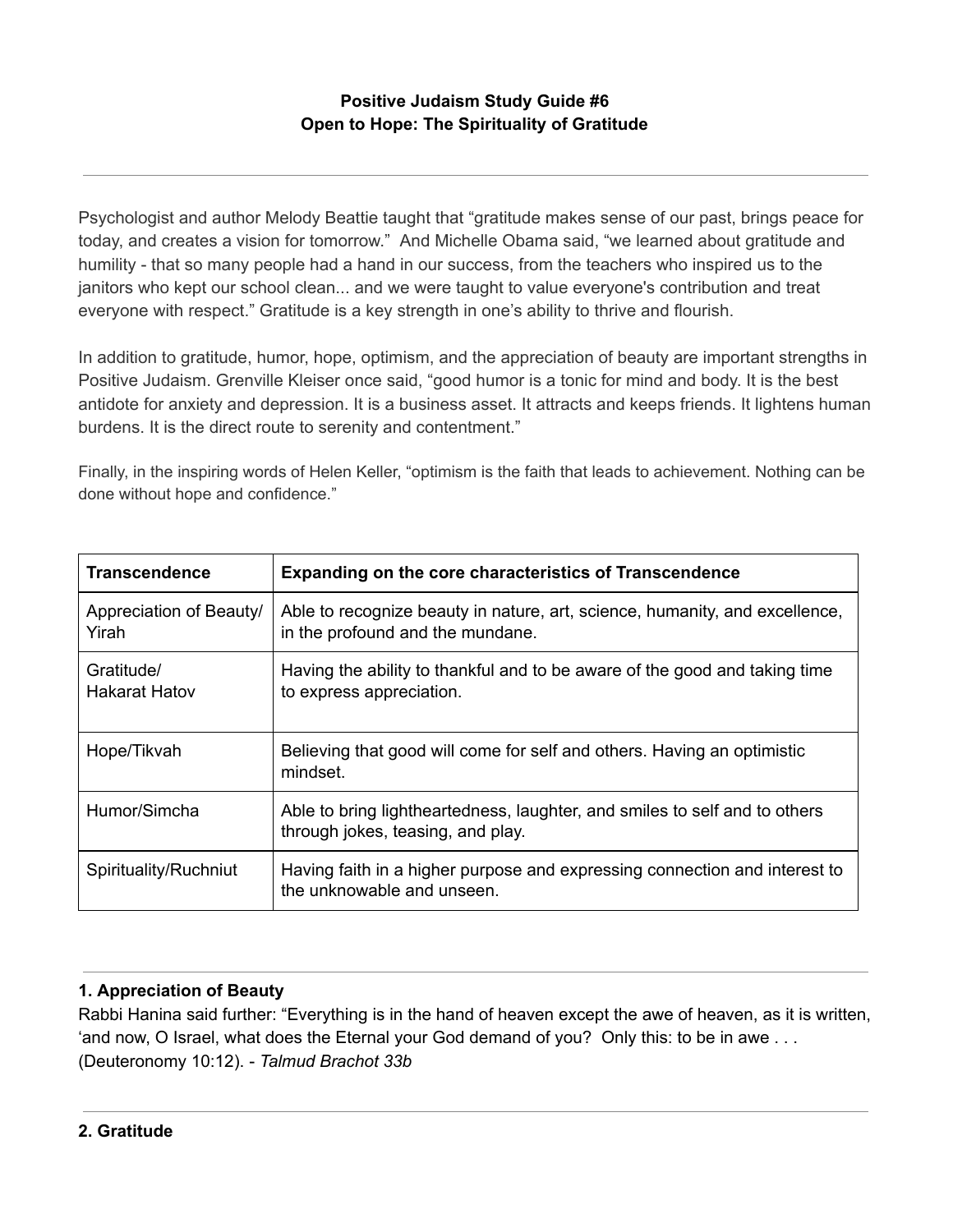**Positive Judaism Study Guide #6**
**Open to Hope: The Spirituality of Gratitude**

---

Psychologist and author Melody Beattie taught that "gratitude makes sense of our past, brings peace for today, and creates a vision for tomorrow." And Michelle Obama said, "we learned about gratitude and humility - that so many people had a hand in our success, from the teachers who inspired us to the janitors who kept our school clean... and we were taught to value everyone's contribution and treat everyone with respect." Gratitude is a key strength in one's ability to thrive and flourish.

In addition to gratitude, humor, hope, optimism, and the appreciation of beauty are important strengths in Positive Judaism. Grenville Kleiser once said, "good humor is a tonic for mind and body. It is the best antidote for anxiety and depression. It is a business asset. It attracts and keeps friends. It lightens human burdens. It is the direct route to serenity and contentment."

Finally, in the inspiring words of Helen Keller, "optimism is the faith that leads to achievement. Nothing can be done without hope and confidence."

| **Transcendence** | **Expanding on the core characteristics of Transcendence** |
|---|---|
| Appreciation of Beauty/ Yirah | Able to recognize beauty in nature, art, science, humanity, and excellence, in the profound and the mundane. |
| Gratitude/ Hakarat Hatov | Having the ability to thankful and to be aware of the good and taking time to express appreciation. |
| Hope/Tikvah | Believing that good will come for self and others. Having an optimistic mindset. |
| Humor/Simcha | Able to bring lightheartedness, laughter, and smiles to self and to others through jokes, teasing, and play. |
| Spirituality/Ruchniut | Having faith in a higher purpose and expressing connection and interest to the unknowable and unseen. |

---

**1. Appreciation of Beauty**

Rabbi Hanina said further: "Everything is in the hand of heaven except the awe of heaven, as it is written, 'and now, O Israel, what does the Eternal your God demand of you? Only this: to be in awe . . . (Deuteronomy 10:12). - *Talmud Brachot 33b*

---

**2. Gratitude**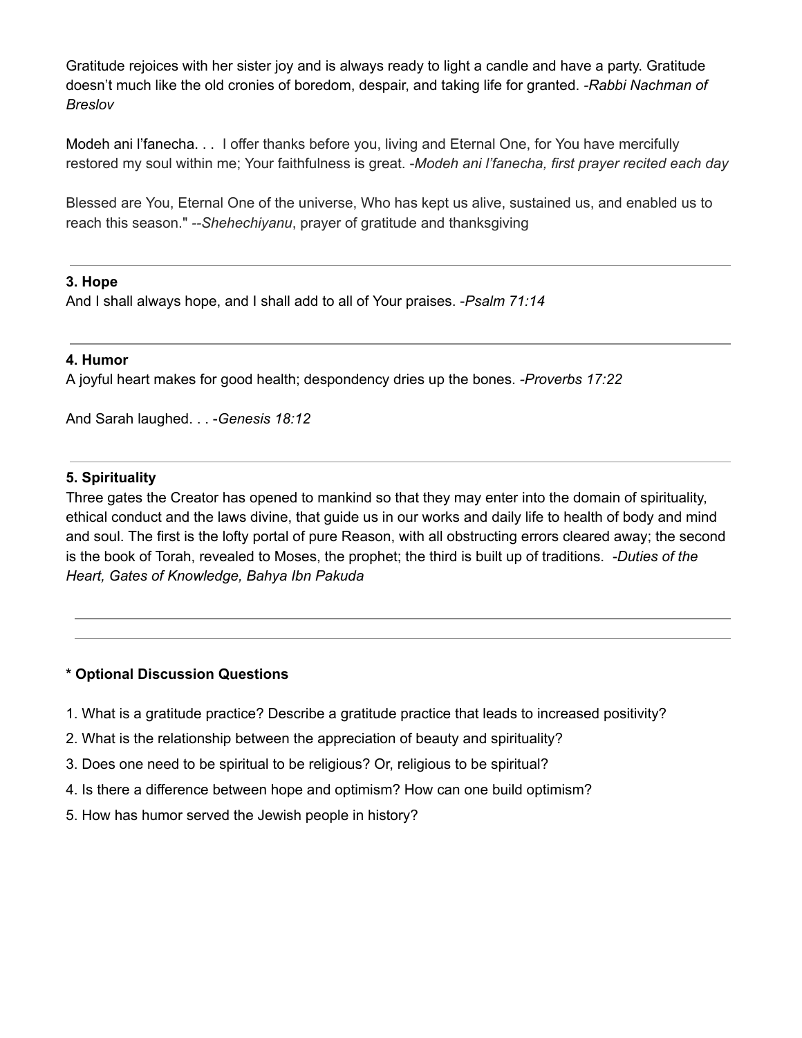Gratitude rejoices with her sister joy and is always ready to light a candle and have a party. Gratitude doesn't much like the old cronies of boredom, despair, and taking life for granted. *-Rabbi Nachman of Breslov*

Modeh ani l'fanecha. . . I offer thanks before you, living and Eternal One, for You have mercifully restored my soul within me; Your faithfulness is great. *-Modeh ani l'fanecha, first prayer recited each day*

Blessed are You, Eternal One of the universe, Who has kept us alive, sustained us, and enabled us to reach this season." --*Shehechiyanu*, prayer of gratitude and thanksgiving

---

**3. Hope**

And I shall always hope, and I shall add to all of Your praises. *-Psalm 71:14*

---

**4. Humor**

A joyful heart makes for good health; despondency dries up the bones. *-Proverbs 17:22*

And Sarah laughed. . . *-Genesis 18:12*

---

**5. Spirituality**

Three gates the Creator has opened to mankind so that they may enter into the domain of spirituality, ethical conduct and the laws divine, that guide us in our works and daily life to health of body and mind and soul. The first is the lofty portal of pure Reason, with all obstructing errors cleared away; the second is the book of Torah, revealed to Moses, the prophet; the third is built up of traditions. *-Duties of the Heart, Gates of Knowledge, Bahya Ibn Pakuda*

---

---

**\* Optional Discussion Questions**

1. What is a gratitude practice? Describe a gratitude practice that leads to increased positivity?
2. What is the relationship between the appreciation of beauty and spirituality?
3. Does one need to be spiritual to be religious? Or, religious to be spiritual?
4. Is there a difference between hope and optimism? How can one build optimism?
5. How has humor served the Jewish people in history?